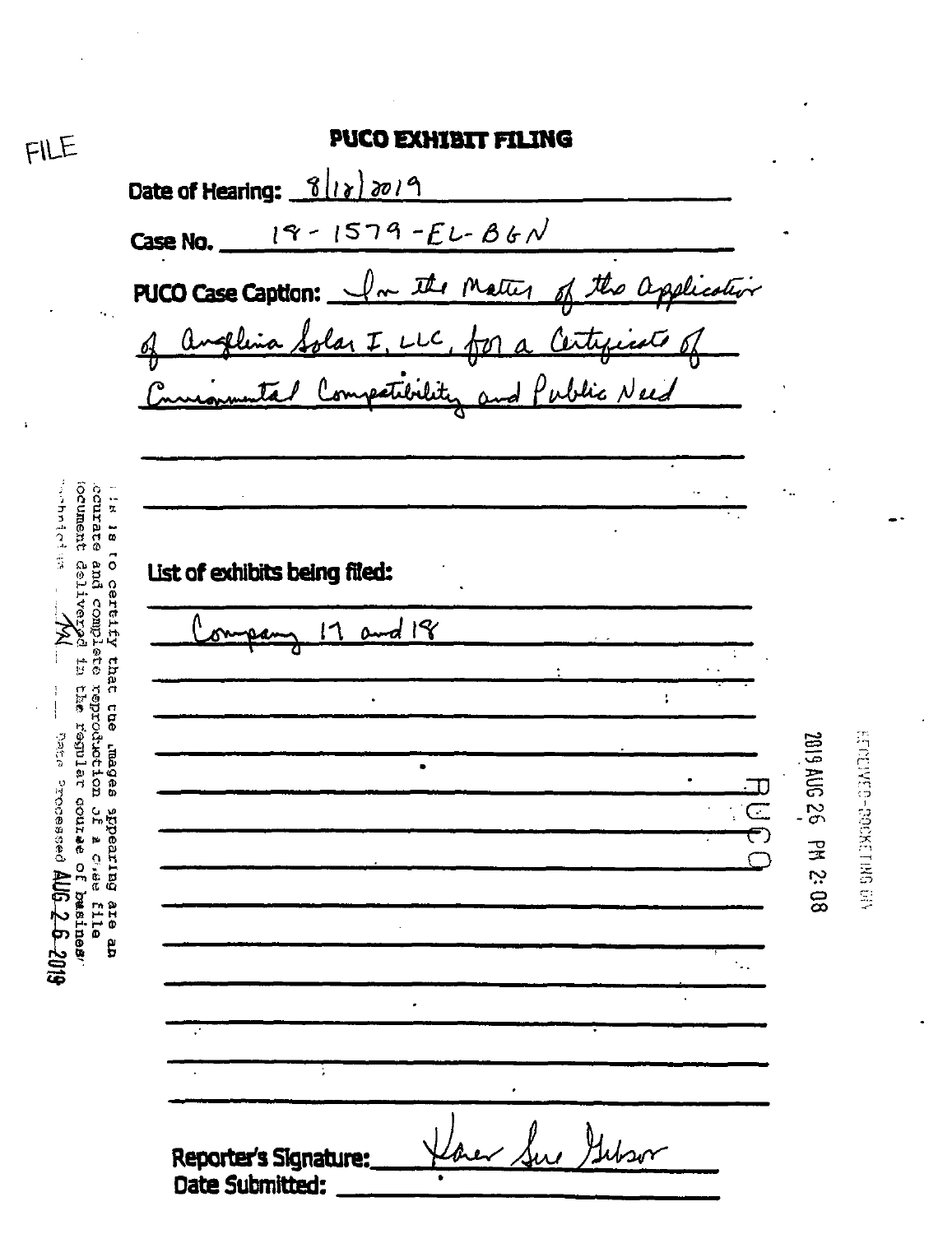FILE

# PUCO EXHIBIT FILING

**Date of Hearing:** 8/18/2019

**Case No.** 18-1579-EL-BGN

**PUCO Case Caption:** In the Matter of the Application of Angelina Solar I, LLC, for a Certificate of Environmental Compatibility and Public Need

**List of exhibits being filed:**

Company 17 and 18

RECEIVED-DOCKETING DIV

2019 AUG 26 PM 2:08

PUCO

This is to certify that the images appearing are an accurate and complete reproduction of a case file document delivered in the regular course of business. Technician ___ Date Processed AUG 26 2019

**Reporter's Signature:** Karen Sue Gibson

**Date Submitted:**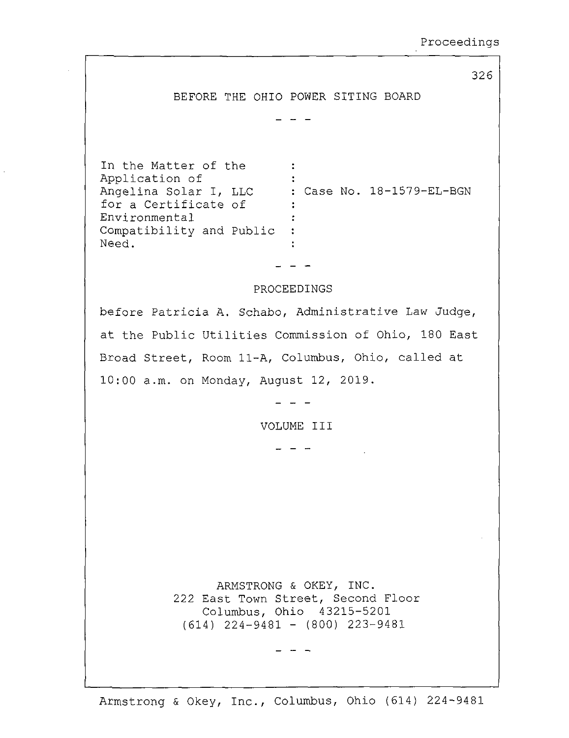# BEFORE THE OHIO POWER SITING BOARD

\- - -

| | |
|---|---|
| In the Matter of the Application of Angelina Solar I, LLC for a Certificate of Environmental Compatibility and Public Need. | : Case No. 18-1579-EL-BGN |

\- - -

## PROCEEDINGS

before Patricia A. Schabo, Administrative Law Judge, at the Public Utilities Commission of Ohio, 180 East Broad Street, Room 11-A, Columbus, Ohio, called at 10:00 a.m. on Monday, August 12, 2019.

\- - -

## VOLUME III

\- - -

ARMSTRONG & OKEY, INC.
222 East Town Street, Second Floor
Columbus, Ohio 43215-5201
(614) 224-9481 - (800) 223-9481

\- - -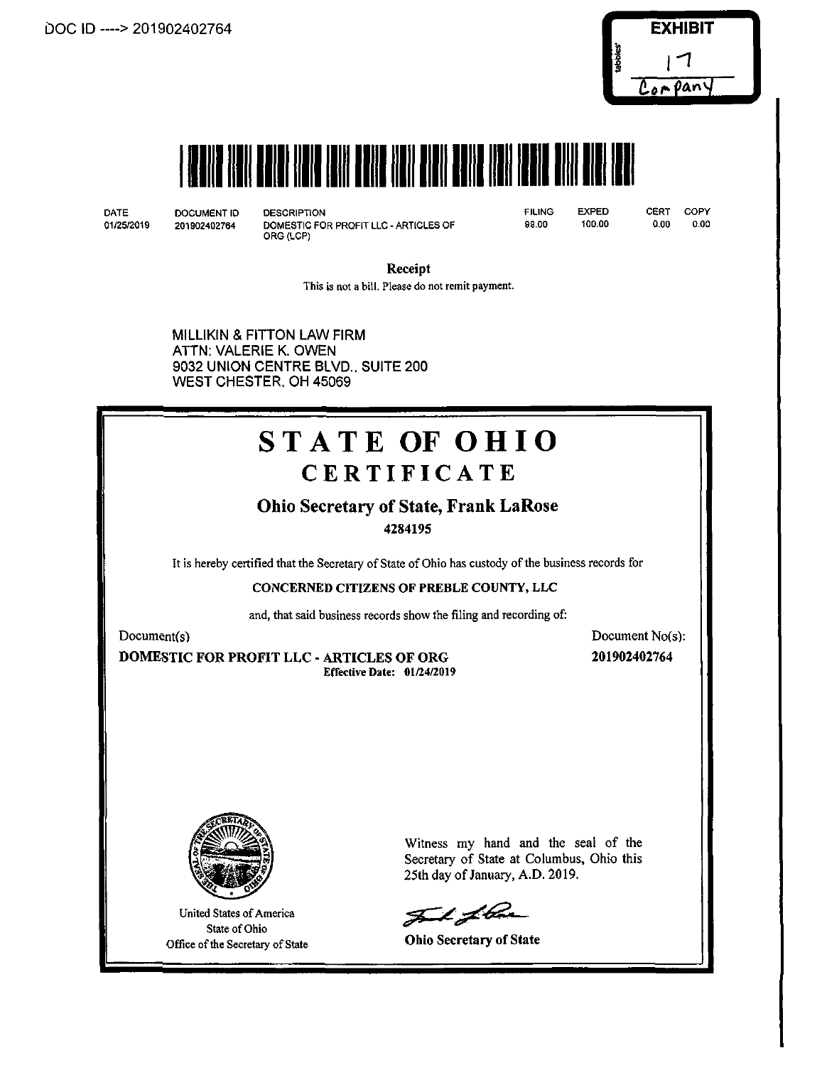DOC ID ----> 201902402764

**EXHIBIT**

17

Company

| DATE | DOCUMENT ID | DESCRIPTION | FILING | EXPED | CERT | COPY |
|---|---|---|---|---|---|---|
| 01/25/2019 | 201902402764 | DOMESTIC FOR PROFIT LLC - ARTICLES OF ORG (LCP) | 99.00 | 100.00 | 0.00 | 0.00 |

**Receipt**

This is not a bill. Please do not remit payment.

MILLIKIN & FITTON LAW FIRM
ATTN: VALERIE K. OWEN
9032 UNION CENTRE BLVD., SUITE 200
WEST CHESTER, OH 45069

# STATE OF OHIO

## CERTIFICATE

### Ohio Secretary of State, Frank LaRose

**4284195**

It is hereby certified that the Secretary of State of Ohio has custody of the business records for

**CONCERNED CITIZENS OF PREBLE COUNTY, LLC**

and, that said business records show the filing and recording of:

| Document(s) | Document No(s): |
|---|---|
| **DOMESTIC FOR PROFIT LLC - ARTICLES OF ORG** **Effective Date: 01/24/2019** | **201902402764** |

United States of America
State of Ohio
Office of the Secretary of State

Witness my hand and the seal of the Secretary of State at Columbus, Ohio this 25th day of January, A.D. 2019.

**Ohio Secretary of State**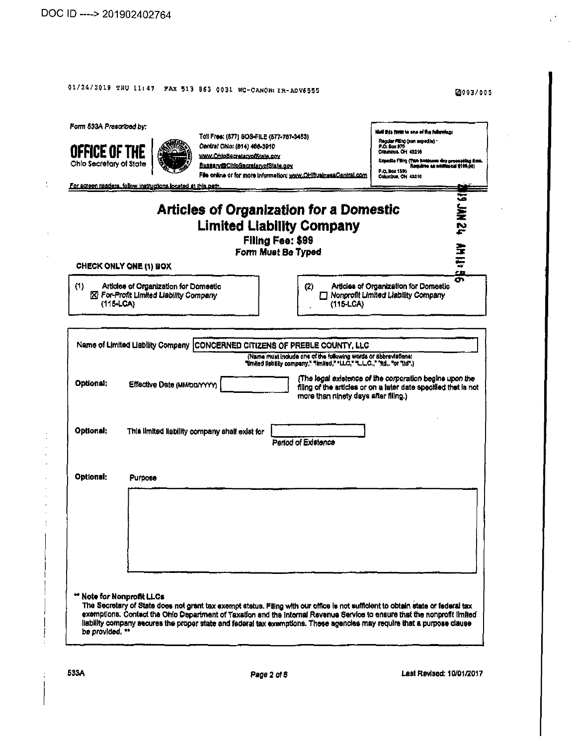DOC ID ----> 201902402764

01/24/2019 THU 11:47 FAX 513 863 0031 WC-CANON: IR-ADV6555

Form 533A Prescribed by:

**OFFICE OF THE**
Ohio Secretary of State

Toll Free: (877) SOS-FILE (877-767-3453)
Central Ohio: (614) 466-3910
www.OhioSecretaryofState.gov
Busserv@OhioSecretaryofState.gov
File online or for more information: www.OHBusinessCentral.com

Mail this form to one of the following:
Regular Filing (non expedite) - P.O. Box 670 Columbus, OH 43216
Expedite Filing (Two business day processing time. Requires an additional $100.00) P.O. Box 1390 Columbus, OH 43216

For screen readers, follow instructions located at this path.

2019 JAN 24 AM 11:56

# Articles of Organization for a Domestic Limited Liability Company

**Filing Fee: $99**

*Form Must Be Typed*

**CHECK ONLY ONE (1) BOX**

(1) Articles of Organization for Domestic ☒ *For-Profit Limited Liability Company* (115-LCA)

(2) Articles of Organization for Domestic ☐ *Nonprofit Limited Liability Company* (115-LCA)

Name of Limited Liability Company: CONCERNED CITIZENS OF PREBLE COUNTY, LLC

(Name must include one of the following words or abbreviations: "limited liability company," "limited," "LLC," "L.L.C.," "ltd.," or "ltd")

**Optional:** Effective Date (MM/DD/YYYY) \_\_\_\_\_\_\_\_

*(The legal existence of the corporation begins upon the filing of the articles or on a later date specified that is not more than ninety days after filing.)*

**Optional:** This limited liability company shall exist for \_\_\_\_\_\_\_\_ *Period of Existence*

**Optional:** Purpose

\_\_\_\_\_\_\_\_

**\*\* Note for Nonprofit LLCs**
The Secretary of State does not grant tax exempt status. Filing with our office is not sufficient to obtain state or federal tax exemptions. Contact the Ohio Department of Taxation and the Internal Revenue Service to ensure that the nonprofit limited liability company secures the proper state and federal tax exemptions. These agencies may require that a purpose clause be provided. \*\*

533A Last Revised: 10/01/2017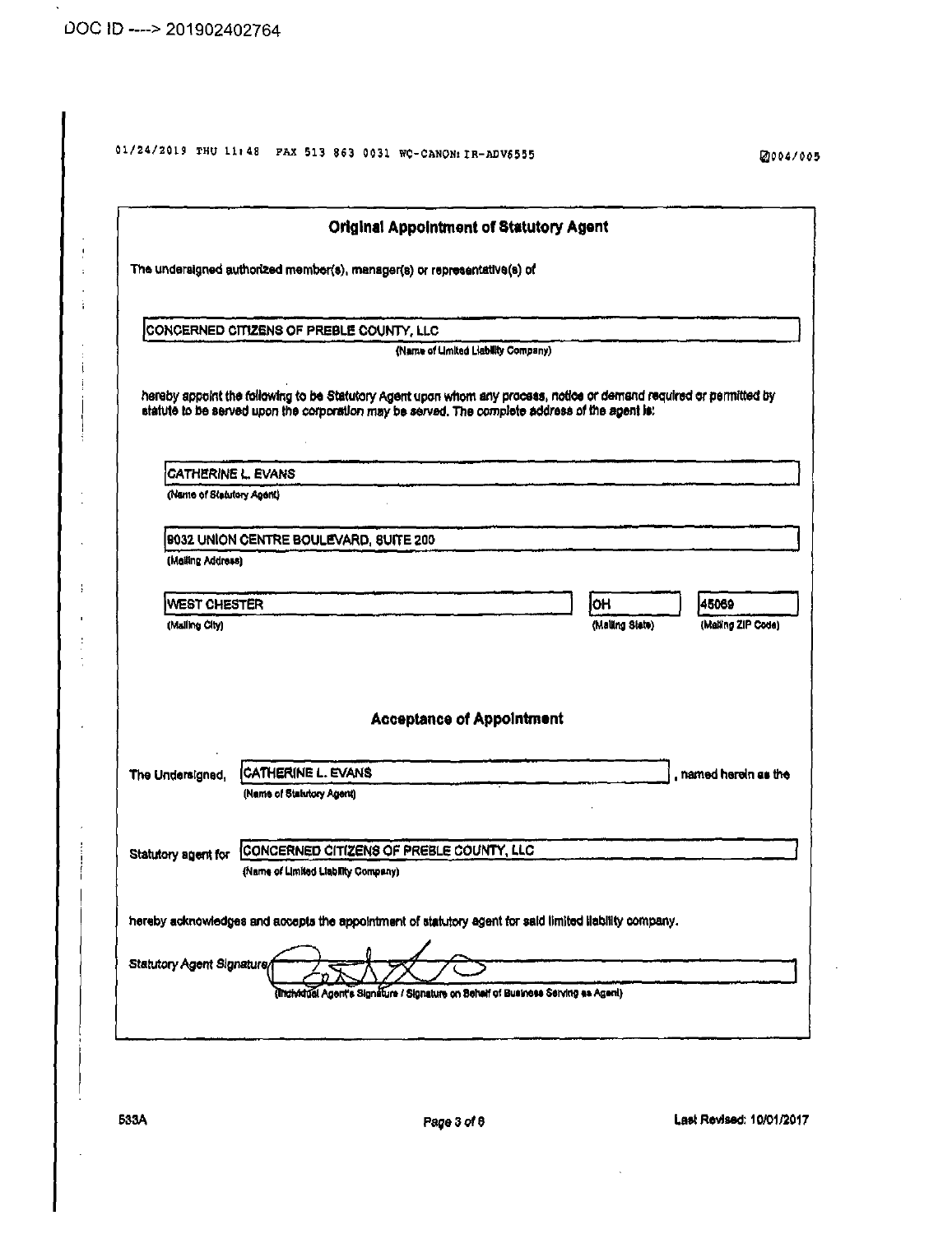## Original Appointment of Statutory Agent

The undersigned authorized member(s), manager(s) or representative(s) of

CONCERNED CITIZENS OF PREBLE COUNTY, LLC
(Name of Limited Liability Company)

hereby appoint the following to be Statutory Agent upon whom any process, notice or demand required or permitted by statute to be served upon the corporation may be served. The complete address of the agent is:

CATHERINE L. EVANS
(Name of Statutory Agent)

9032 UNION CENTRE BOULEVARD, SUITE 200
(Mailing Address)

| WEST CHESTER | OH | 45069 |
|---|---|---|
| (Mailing City) | (Mailing State) | (Mailing ZIP Code) |

## Acceptance of Appointment

The Undersigned, CATHERINE L. EVANS, named herein as the
(Name of Statutory Agent)

Statutory agent for CONCERNED CITIZENS OF PREBLE COUNTY, LLC
(Name of Limited Liability Company)

hereby acknowledges and accepts the appointment of statutory agent for said limited liability company.

Statutory Agent Signature [signature]
(Individual Agent's Signature / Signature on Behalf of Business Serving as Agent)

533A

Last Revised: 10/01/2017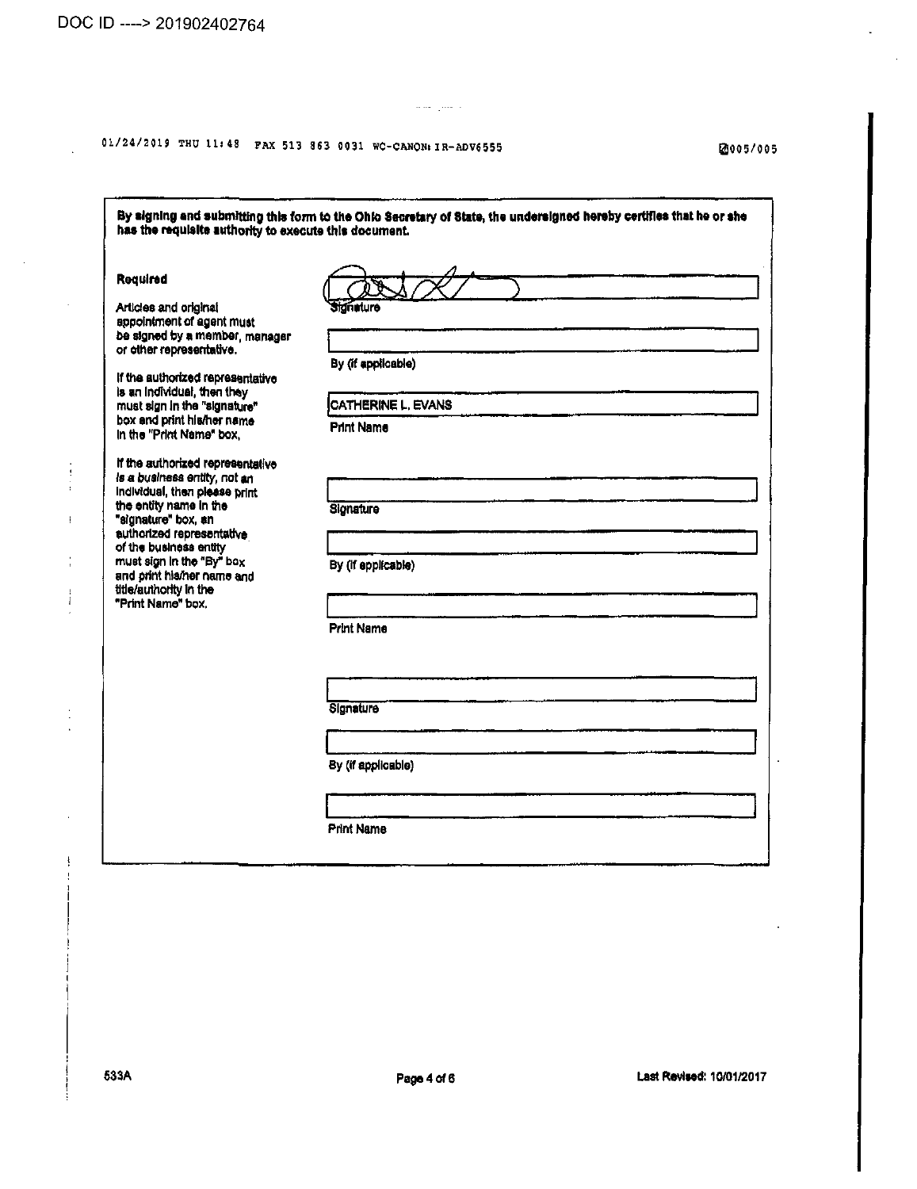By signing and submitting this form to the Ohio Secretary of State, the undersigned hereby certifies that he or she has the requisite authority to execute this document.

**Required**

Articles and original appointment of agent must be signed by a member, manager or other representative.

If the authorized representative is an individual, then they must sign in the "signature" box and print his/her name in the "Print Name" box.

If the authorized representative is a business entity, not an individual, then please print the entity name in the "signature" box, an authorized representative of the business entity must sign in the "By" box and print his/her name and title/authority in the "Print Name" box.

| | |
|---|---|
| Signature | [signature] |
| By (if applicable) | |
| Print Name | CATHERINE L. EVANS |

| | |
|---|---|
| Signature | |
| By (if applicable) | |
| Print Name | |

| | |
|---|---|
| Signature | |
| By (if applicable) | |
| Print Name | |

533A

Last Revised: 10/01/2017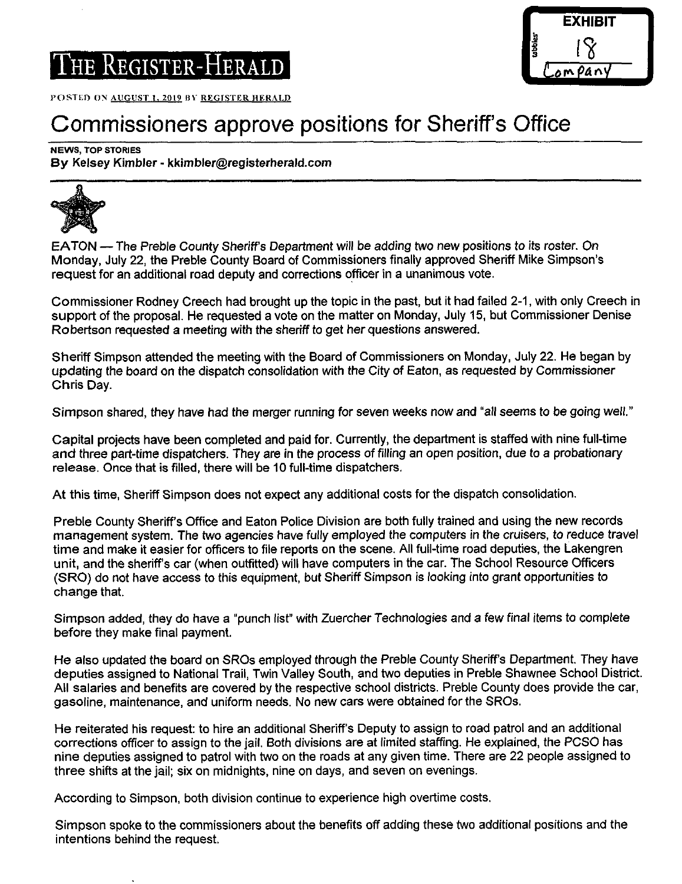EXHIBIT 18 Company

# THE REGISTER-HERALD

POSTED ON AUGUST 1, 2019 BY REGISTER HERALD

# Commissioners approve positions for Sheriff's Office

**NEWS, TOP STORIES**
**By Kelsey Kimbler - kkimbler@registerherald.com**

EATON — The Preble County Sheriff's Department will be adding two new positions to its roster. On Monday, July 22, the Preble County Board of Commissioners finally approved Sheriff Mike Simpson's request for an additional road deputy and corrections officer in a unanimous vote.

Commissioner Rodney Creech had brought up the topic in the past, but it had failed 2-1, with only Creech in support of the proposal. He requested a vote on the matter on Monday, July 15, but Commissioner Denise Robertson requested a meeting with the sheriff to get her questions answered.

Sheriff Simpson attended the meeting with the Board of Commissioners on Monday, July 22. He began by updating the board on the dispatch consolidation with the City of Eaton, as requested by Commissioner Chris Day.

Simpson shared, they have had the merger running for seven weeks now and "all seems to be going well."

Capital projects have been completed and paid for. Currently, the department is staffed with nine full-time and three part-time dispatchers. They are in the process of filling an open position, due to a probationary release. Once that is filled, there will be 10 full-time dispatchers.

At this time, Sheriff Simpson does not expect any additional costs for the dispatch consolidation.

Preble County Sheriff's Office and Eaton Police Division are both fully trained and using the new records management system. The two agencies have fully employed the computers in the cruisers, to reduce travel time and make it easier for officers to file reports on the scene. All full-time road deputies, the Lakengren unit, and the sheriff's car (when outfitted) will have computers in the car. The School Resource Officers (SRO) do not have access to this equipment, but Sheriff Simpson is looking into grant opportunities to change that.

Simpson added, they do have a "punch list" with Zuercher Technologies and a few final items to complete before they make final payment.

He also updated the board on SROs employed through the Preble County Sheriff's Department. They have deputies assigned to National Trail, Twin Valley South, and two deputies in Preble Shawnee School District. All salaries and benefits are covered by the respective school districts. Preble County does provide the car, gasoline, maintenance, and uniform needs. No new cars were obtained for the SROs.

He reiterated his request: to hire an additional Sheriff's Deputy to assign to road patrol and an additional corrections officer to assign to the jail. Both divisions are at limited staffing. He explained, the PCSO has nine deputies assigned to patrol with two on the roads at any given time. There are 22 people assigned to three shifts at the jail; six on midnights, nine on days, and seven on evenings.

According to Simpson, both division continue to experience high overtime costs.

Simpson spoke to the commissioners about the benefits off adding these two additional positions and the intentions behind the request.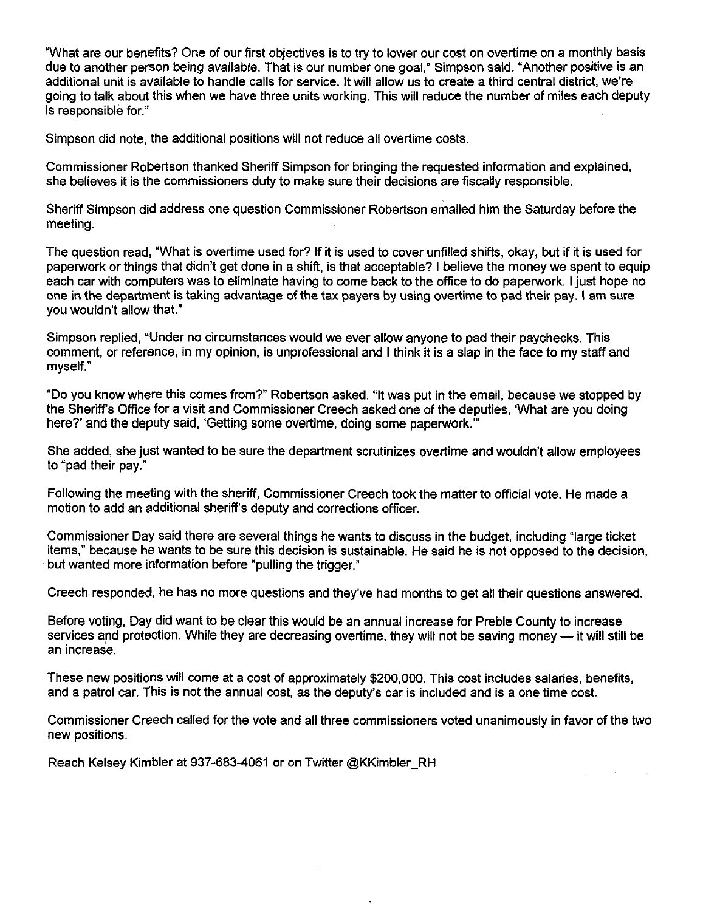"What are our benefits? One of our first objectives is to try to lower our cost on overtime on a monthly basis due to another person being available. That is our number one goal," Simpson said. "Another positive is an additional unit is available to handle calls for service. It will allow us to create a third central district, we're going to talk about this when we have three units working. This will reduce the number of miles each deputy is responsible for."

Simpson did note, the additional positions will not reduce all overtime costs.

Commissioner Robertson thanked Sheriff Simpson for bringing the requested information and explained, she believes it is the commissioners duty to make sure their decisions are fiscally responsible.

Sheriff Simpson did address one question Commissioner Robertson emailed him the Saturday before the meeting.

The question read, "What is overtime used for? If it is used to cover unfilled shifts, okay, but if it is used for paperwork or things that didn't get done in a shift, is that acceptable? I believe the money we spent to equip each car with computers was to eliminate having to come back to the office to do paperwork. I just hope no one in the department is taking advantage of the tax payers by using overtime to pad their pay. I am sure you wouldn't allow that."

Simpson replied, "Under no circumstances would we ever allow anyone to pad their paychecks. This comment, or reference, in my opinion, is unprofessional and I think it is a slap in the face to my staff and myself."

"Do you know where this comes from?" Robertson asked. "It was put in the email, because we stopped by the Sheriff's Office for a visit and Commissioner Creech asked one of the deputies, 'What are you doing here?' and the deputy said, 'Getting some overtime, doing some paperwork.'"

She added, she just wanted to be sure the department scrutinizes overtime and wouldn't allow employees to "pad their pay."

Following the meeting with the sheriff, Commissioner Creech took the matter to official vote. He made a motion to add an additional sheriff's deputy and corrections officer.

Commissioner Day said there are several things he wants to discuss in the budget, including "large ticket items," because he wants to be sure this decision is sustainable. He said he is not opposed to the decision, but wanted more information before "pulling the trigger."

Creech responded, he has no more questions and they've had months to get all their questions answered.

Before voting, Day did want to be clear this would be an annual increase for Preble County to increase services and protection. While they are decreasing overtime, they will not be saving money — it will still be an increase.

These new positions will come at a cost of approximately $200,000. This cost includes salaries, benefits, and a patrol car. This is not the annual cost, as the deputy's car is included and is a one time cost.

Commissioner Creech called for the vote and all three commissioners voted unanimously in favor of the two new positions.

Reach Kelsey Kimbler at 937-683-4061 or on Twitter @KKimbler_RH